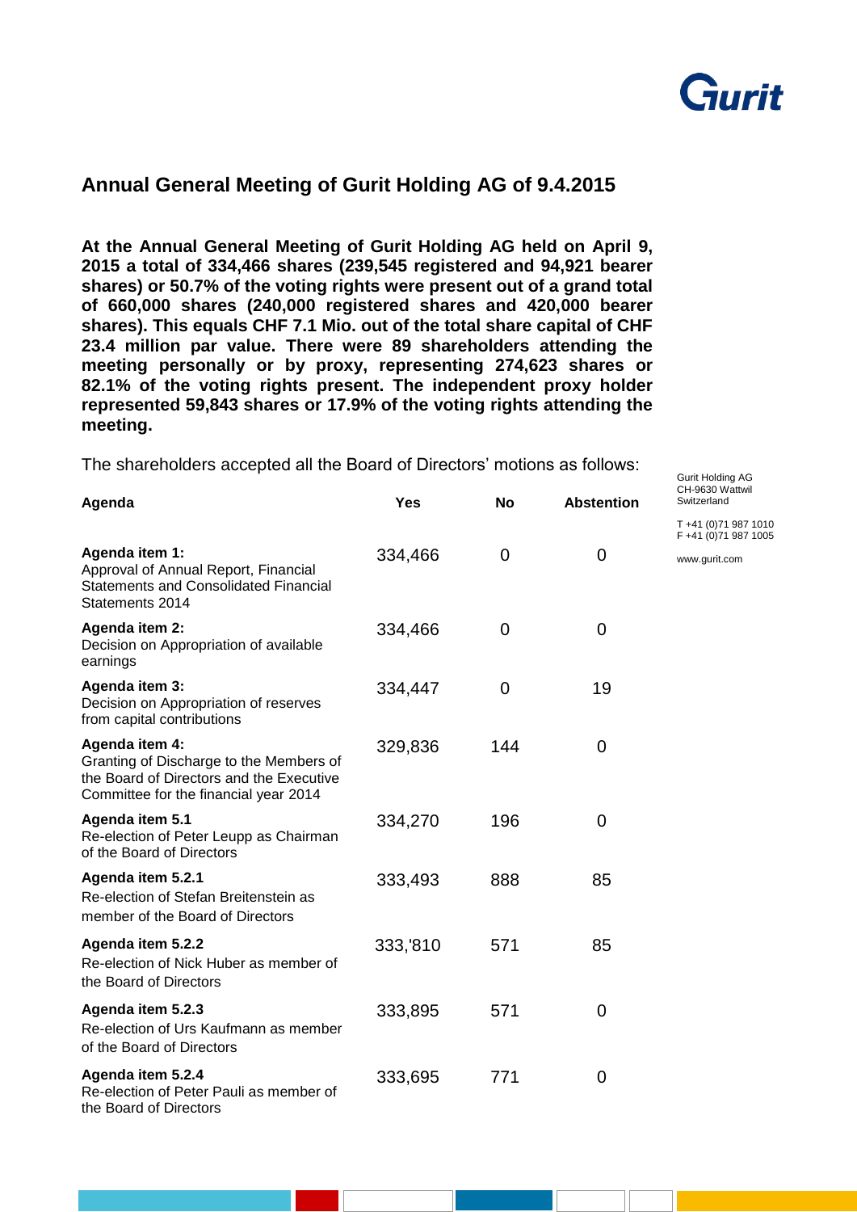## Annual General Meeting of Gurit Holding AG of 9.4.2015

**At the Annual General Meeting of Gurit Holding AG held on April 9, 2015 a total of 334,466 shares (239,545 registered and 94,921 bearer shares) or 50.7% of the voting rights were present out of a grand total of 660,000 shares (240,000 registered shares and 420,000 bearer shares). This equals CHF 7.1 Mio. out of the total share capital of CHF 23.4 million par value. There were 89 shareholders attending the meeting personally or by proxy, representing 274,623 shares or 82.1% of the voting rights present. The independent proxy holder represented 59,843 shares or 17.9% of the voting rights attending the meeting.**

The shareholders accepted all the Board of Directors' motions as follows:

Gurit Holding AG
CH-9630 Wattwil
Switzerland

T +41 (0)71 987 1010
F +41 (0)71 987 1005

www.gurit.com

| Agenda | Yes | No | Abstention |
|---|---|---|---|
| **Agenda item 1:** Approval of Annual Report, Financial Statements and Consolidated Financial Statements 2014 | 334,466 | 0 | 0 |
| **Agenda item 2:** Decision on Appropriation of available earnings | 334,466 | 0 | 0 |
| **Agenda item 3:** Decision on Appropriation of reserves from capital contributions | 334,447 | 0 | 19 |
| **Agenda item 4:** Granting of Discharge to the Members of the Board of Directors and the Executive Committee for the financial year 2014 | 329,836 | 144 | 0 |
| **Agenda item 5.1** Re-election of Peter Leupp as Chairman of the Board of Directors | 334,270 | 196 | 0 |
| **Agenda item 5.2.1** Re-election of Stefan Breitenstein as member of the Board of Directors | 333,493 | 888 | 85 |
| **Agenda item 5.2.2** Re-election of Nick Huber as member of the Board of Directors | 333,'810 | 571 | 85 |
| **Agenda item 5.2.3** Re-election of Urs Kaufmann as member of the Board of Directors | 333,895 | 571 | 0 |
| **Agenda item 5.2.4** Re-election of Peter Pauli as member of the Board of Directors | 333,695 | 771 | 0 |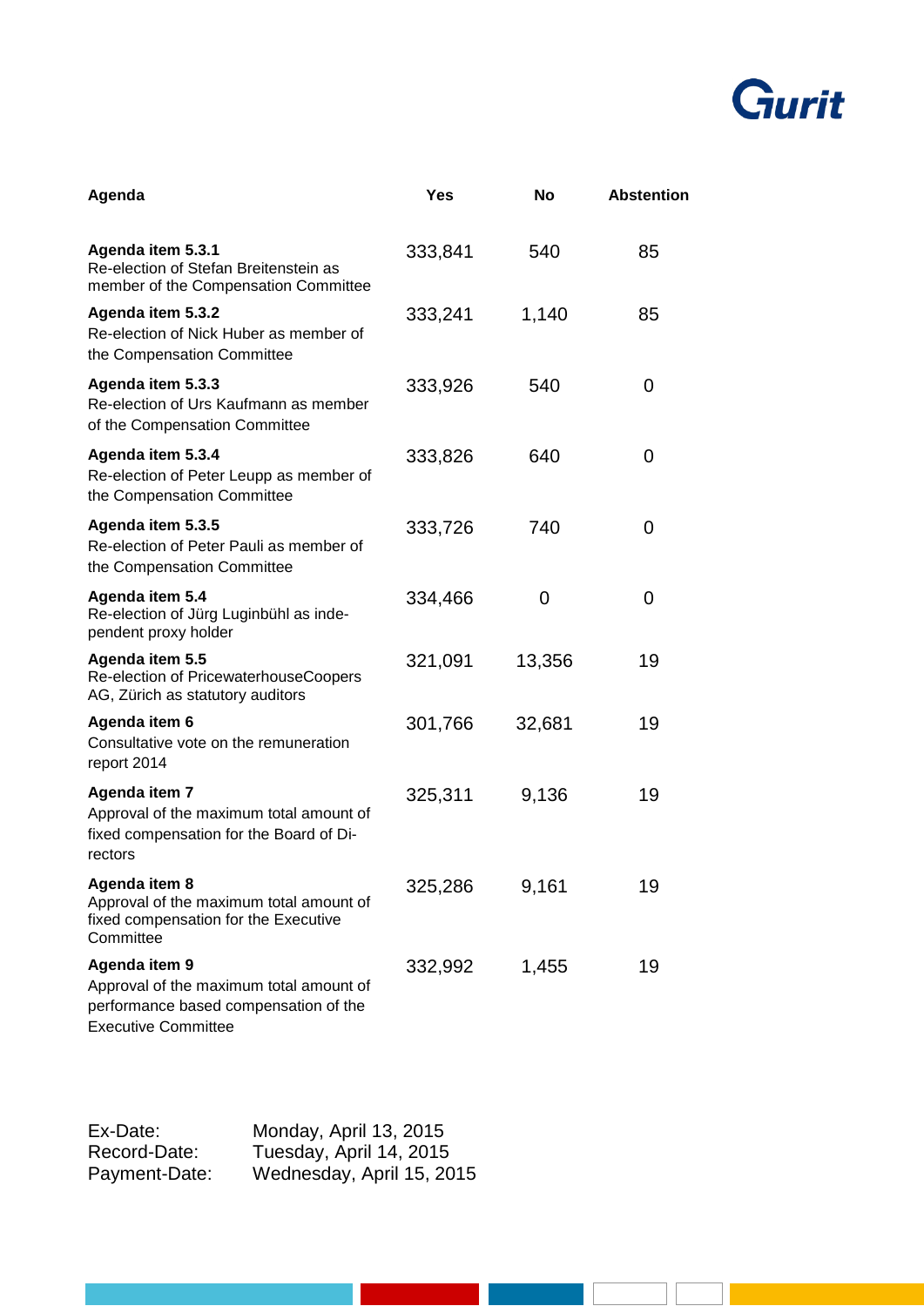| Agenda | Yes | No | Abstention |
|---|---|---|---|
| **Agenda item 5.3.1** Re-election of Stefan Breitenstein as member of the Compensation Committee | 333,841 | 540 | 85 |
| **Agenda item 5.3.2** Re-election of Nick Huber as member of the Compensation Committee | 333,241 | 1,140 | 85 |
| **Agenda item 5.3.3** Re-election of Urs Kaufmann as member of the Compensation Committee | 333,926 | 540 | 0 |
| **Agenda item 5.3.4** Re-election of Peter Leupp as member of the Compensation Committee | 333,826 | 640 | 0 |
| **Agenda item 5.3.5** Re-election of Peter Pauli as member of the Compensation Committee | 333,726 | 740 | 0 |
| **Agenda item 5.4** Re-election of Jürg Luginbühl as independent proxy holder | 334,466 | 0 | 0 |
| **Agenda item 5.5** Re-election of PricewaterhouseCoopers AG, Zürich as statutory auditors | 321,091 | 13,356 | 19 |
| **Agenda item 6** Consultative vote on the remuneration report 2014 | 301,766 | 32,681 | 19 |
| **Agenda item 7** Approval of the maximum total amount of fixed compensation for the Board of Directors | 325,311 | 9,136 | 19 |
| **Agenda item 8** Approval of the maximum total amount of fixed compensation for the Executive Committee | 325,286 | 9,161 | 19 |
| **Agenda item 9** Approval of the maximum total amount of performance based compensation of the Executive Committee | 332,992 | 1,455 | 19 |

| | |
|---|---|
| Ex-Date: | Monday, April 13, 2015 |
| Record-Date: | Tuesday, April 14, 2015 |
| Payment-Date: | Wednesday, April 15, 2015 |